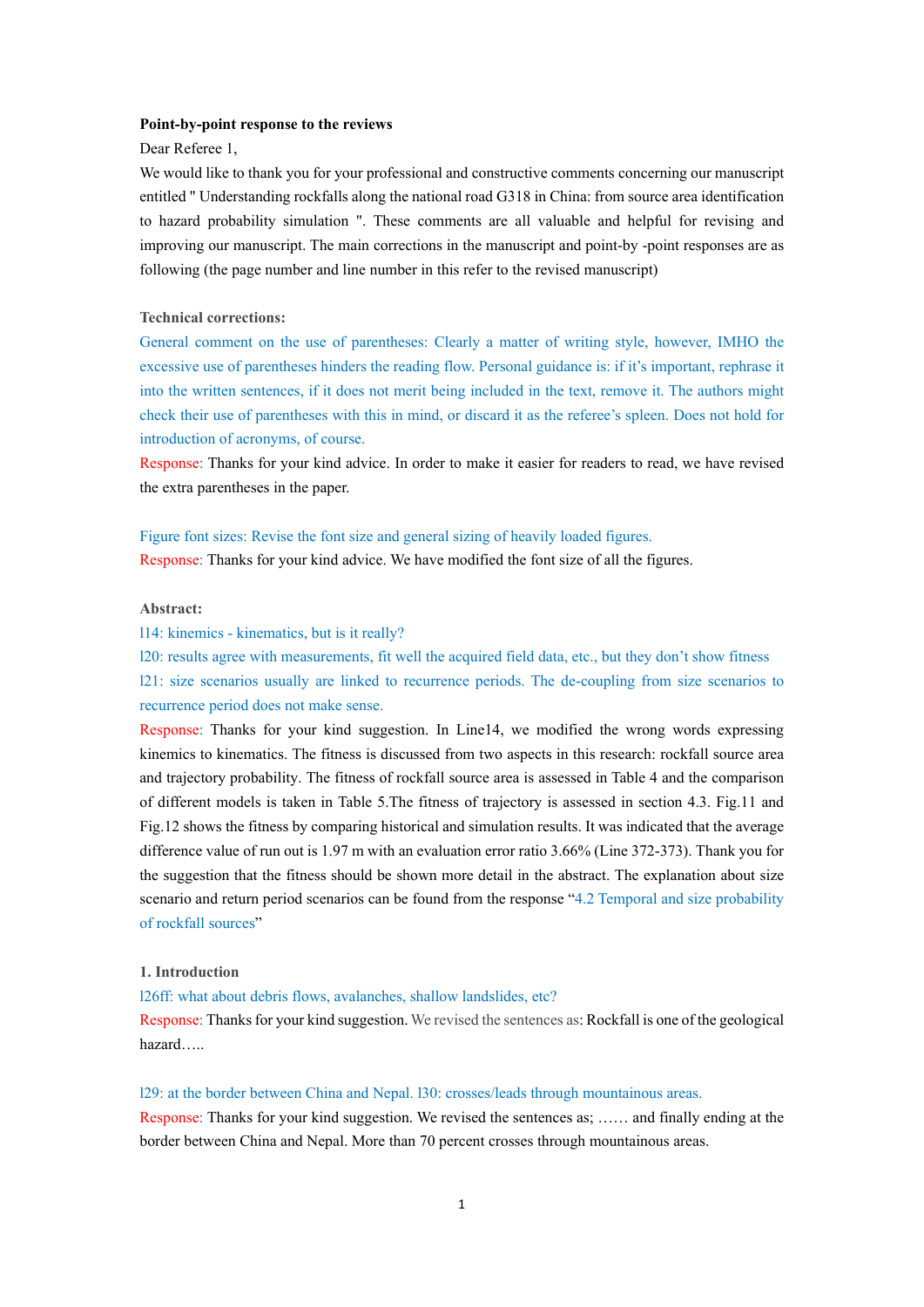**Point-by-point response to the reviews**

Dear Referee 1,

We would like to thank you for your professional and constructive comments concerning our manuscript entitled " Understanding rockfalls along the national road G318 in China: from source area identification to hazard probability simulation ". These comments are all valuable and helpful for revising and improving our manuscript. The main corrections in the manuscript and point-by -point responses are as following (the page number and line number in this refer to the revised manuscript)

**Technical corrections:**

General comment on the use of parentheses: Clearly a matter of writing style, however, IMHO the excessive use of parentheses hinders the reading flow. Personal guidance is: if it's important, rephrase it into the written sentences, if it does not merit being included in the text, remove it. The authors might check their use of parentheses with this in mind, or discard it as the referee's spleen. Does not hold for introduction of acronyms, of course.

Response: Thanks for your kind advice. In order to make it easier for readers to read, we have revised the extra parentheses in the paper.

Figure font sizes: Revise the font size and general sizing of heavily loaded figures.

Response: Thanks for your kind advice. We have modified the font size of all the figures.

**Abstract:**

l14: kinemics - kinematics, but is it really?

l20: results agree with measurements, fit well the acquired field data, etc., but they don't show fitness

l21: size scenarios usually are linked to recurrence periods. The de-coupling from size scenarios to recurrence period does not make sense.

Response: Thanks for your kind suggestion. In Line14, we modified the wrong words expressing kinemics to kinematics. The fitness is discussed from two aspects in this research: rockfall source area and trajectory probability. The fitness of rockfall source area is assessed in Table 4 and the comparison of different models is taken in Table 5.The fitness of trajectory is assessed in section 4.3. Fig.11 and Fig.12 shows the fitness by comparing historical and simulation results. It was indicated that the average difference value of run out is 1.97 m with an evaluation error ratio 3.66% (Line 372-373). Thank you for the suggestion that the fitness should be shown more detail in the abstract. The explanation about size scenario and return period scenarios can be found from the response "4.2 Temporal and size probability of rockfall sources"

**1. Introduction**

l26ff: what about debris flows, avalanches, shallow landslides, etc?

Response: Thanks for your kind suggestion. We revised the sentences as: Rockfall is one of the geological hazard…..

l29: at the border between China and Nepal. l30: crosses/leads through mountainous areas.

Response: Thanks for your kind suggestion. We revised the sentences as; …… and finally ending at the border between China and Nepal. More than 70 percent crosses through mountainous areas.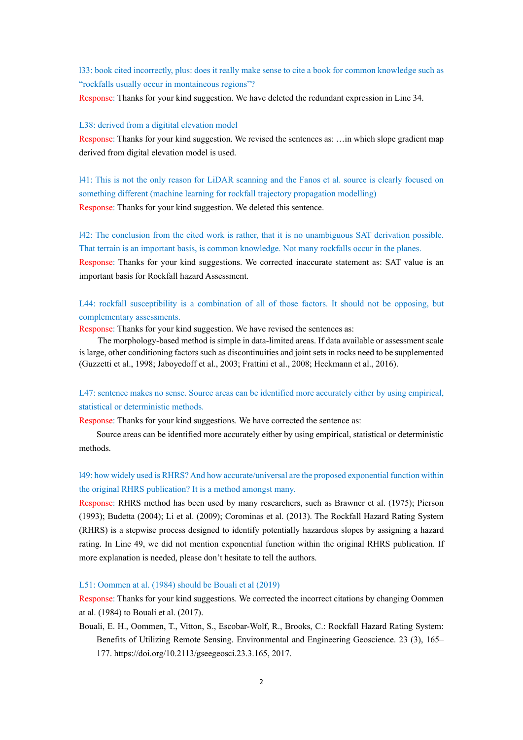l33: book cited incorrectly, plus: does it really make sense to cite a book for common knowledge such as "rockfalls usually occur in montaineous regions"?

Response: Thanks for your kind suggestion. We have deleted the redundant expression in Line 34.

L38: derived from a digitital elevation model

Response: Thanks for your kind suggestion. We revised the sentences as: …in which slope gradient map derived from digital elevation model is used.

l41: This is not the only reason for LiDAR scanning and the Fanos et al. source is clearly focused on something different (machine learning for rockfall trajectory propagation modelling)

Response: Thanks for your kind suggestion. We deleted this sentence.

l42: The conclusion from the cited work is rather, that it is no unambiguous SAT derivation possible. That terrain is an important basis, is common knowledge. Not many rockfalls occur in the planes.

Response: Thanks for your kind suggestions. We corrected inaccurate statement as: SAT value is an important basis for Rockfall hazard Assessment.

L44: rockfall susceptibility is a combination of all of those factors. It should not be opposing, but complementary assessments.

Response: Thanks for your kind suggestion. We have revised the sentences as:

The morphology-based method is simple in data-limited areas. If data available or assessment scale is large, other conditioning factors such as discontinuities and joint sets in rocks need to be supplemented (Guzzetti et al., 1998; Jaboyedoff et al., 2003; Frattini et al., 2008; Heckmann et al., 2016).

L47: sentence makes no sense. Source areas can be identified more accurately either by using empirical, statistical or deterministic methods.

Response: Thanks for your kind suggestions. We have corrected the sentence as:

Source areas can be identified more accurately either by using empirical, statistical or deterministic methods.

l49: how widely used is RHRS? And how accurate/universal are the proposed exponential function within the original RHRS publication? It is a method amongst many.

Response: RHRS method has been used by many researchers, such as Brawner et al. (1975); Pierson (1993); Budetta (2004); Li et al. (2009); Corominas et al. (2013). The Rockfall Hazard Rating System (RHRS) is a stepwise process designed to identify potentially hazardous slopes by assigning a hazard rating. In Line 49, we did not mention exponential function within the original RHRS publication. If more explanation is needed, please don't hesitate to tell the authors.

L51: Oommen at al. (1984) should be Bouali et al (2019)

Response: Thanks for your kind suggestions. We corrected the incorrect citations by changing Oommen at al. (1984) to Bouali et al. (2017).

Bouali, E. H., Oommen, T., Vitton, S., Escobar-Wolf, R., Brooks, C.: Rockfall Hazard Rating System: Benefits of Utilizing Remote Sensing. Environmental and Engineering Geoscience. 23 (3), 165–177. https://doi.org/10.2113/gseegeosci.23.3.165, 2017.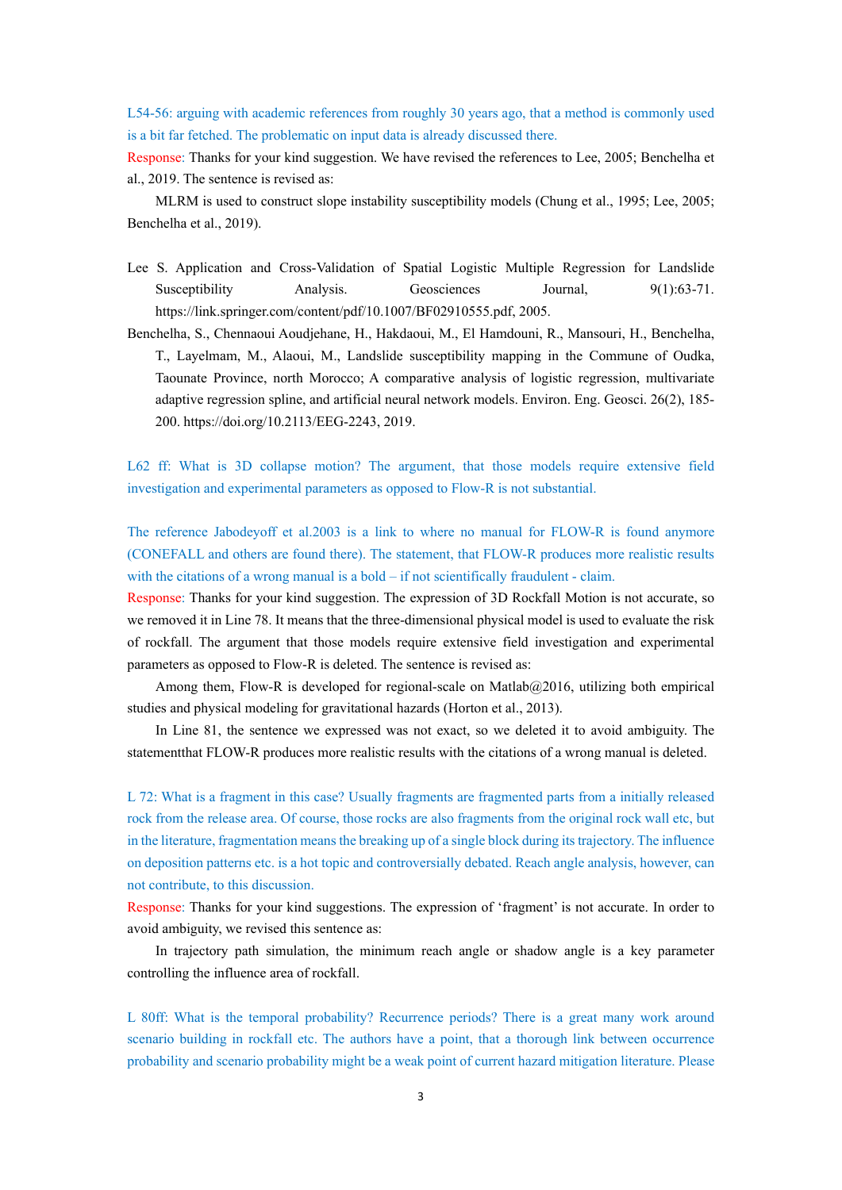L54-56: arguing with academic references from roughly 30 years ago, that a method is commonly used is a bit far fetched. The problematic on input data is already discussed there.

Response: Thanks for your kind suggestion. We have revised the references to Lee, 2005; Benchelha et al., 2019. The sentence is revised as:

MLRM is used to construct slope instability susceptibility models (Chung et al., 1995; Lee, 2005; Benchelha et al., 2019).

Lee S. Application and Cross-Validation of Spatial Logistic Multiple Regression for Landslide Susceptibility Analysis. Geosciences Journal, 9(1):63-71. https://link.springer.com/content/pdf/10.1007/BF02910555.pdf, 2005.

Benchelha, S., Chennaoui Aoudjehane, H., Hakdaoui, M., El Hamdouni, R., Mansouri, H., Benchelha, T., Layelmam, M., Alaoui, M., Landslide susceptibility mapping in the Commune of Oudka, Taounate Province, north Morocco; A comparative analysis of logistic regression, multivariate adaptive regression spline, and artificial neural network models. Environ. Eng. Geosci. 26(2), 185-200. https://doi.org/10.2113/EEG-2243, 2019.

L62 ff: What is 3D collapse motion? The argument, that those models require extensive field investigation and experimental parameters as opposed to Flow-R is not substantial.

The reference Jabodeyoff et al.2003 is a link to where no manual for FLOW-R is found anymore (CONEFALL and others are found there). The statement, that FLOW-R produces more realistic results with the citations of a wrong manual is a bold – if not scientifically fraudulent - claim.

Response: Thanks for your kind suggestion. The expression of 3D Rockfall Motion is not accurate, so we removed it in Line 78. It means that the three-dimensional physical model is used to evaluate the risk of rockfall. The argument that those models require extensive field investigation and experimental parameters as opposed to Flow-R is deleted. The sentence is revised as:

Among them, Flow-R is developed for regional-scale on Matlab@2016, utilizing both empirical studies and physical modeling for gravitational hazards (Horton et al., 2013).

In Line 81, the sentence we expressed was not exact, so we deleted it to avoid ambiguity. The statementthat FLOW-R produces more realistic results with the citations of a wrong manual is deleted.

L 72: What is a fragment in this case? Usually fragments are fragmented parts from a initially released rock from the release area. Of course, those rocks are also fragments from the original rock wall etc, but in the literature, fragmentation means the breaking up of a single block during its trajectory. The influence on deposition patterns etc. is a hot topic and controversially debated. Reach angle analysis, however, can not contribute, to this discussion.

Response: Thanks for your kind suggestions. The expression of 'fragment' is not accurate. In order to avoid ambiguity, we revised this sentence as:

In trajectory path simulation, the minimum reach angle or shadow angle is a key parameter controlling the influence area of rockfall.

L 80ff: What is the temporal probability? Recurrence periods? There is a great many work around scenario building in rockfall etc. The authors have a point, that a thorough link between occurrence probability and scenario probability might be a weak point of current hazard mitigation literature. Please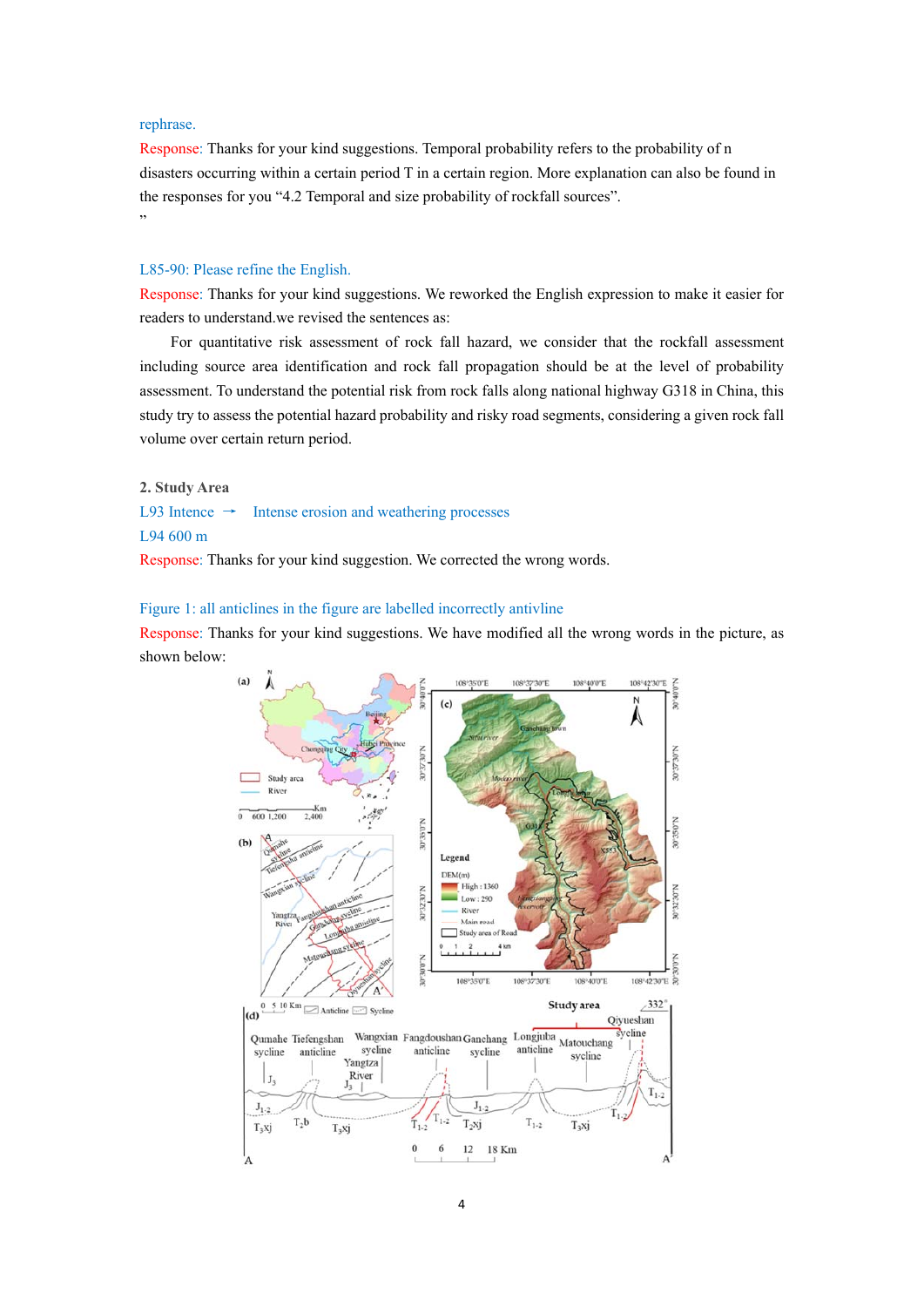rephrase.

Response: Thanks for your kind suggestions. Temporal probability refers to the probability of n disasters occurring within a certain period T in a certain region. More explanation can also be found in the responses for you “4.2 Temporal and size probability of rockfall sources”.

”

L85-90: Please refine the English.

Response: Thanks for your kind suggestions. We reworked the English expression to make it easier for readers to understand.we revised the sentences as:

For quantitative risk assessment of rock fall hazard, we consider that the rockfall assessment including source area identification and rock fall propagation should be at the level of probability assessment. To understand the potential risk from rock falls along national highway G318 in China, this study try to assess the potential hazard probability and risky road segments, considering a given rock fall volume over certain return period.

**2. Study Area**

L93 Intence → Intense erosion and weathering processes

L94 600 m

Response: Thanks for your kind suggestion. We corrected the wrong words.

Figure 1: all anticlines in the figure are labelled incorrectly antivline

Response: Thanks for your kind suggestions. We have modified all the wrong words in the picture, as shown below: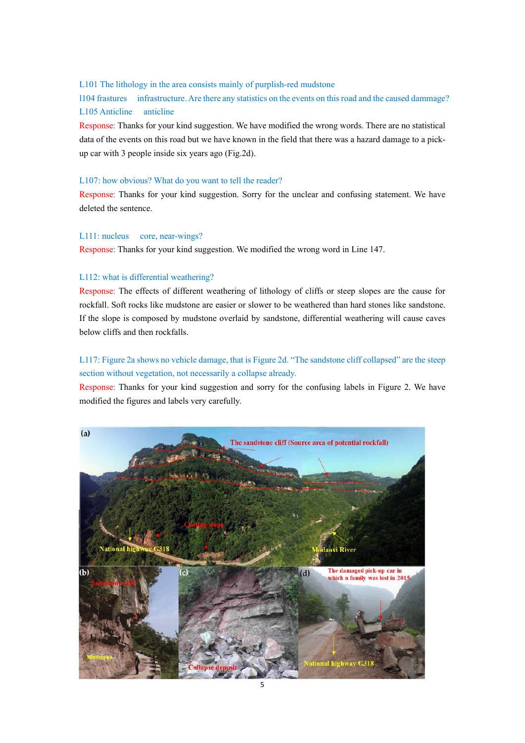L101 The lithology in the area consists mainly of purplish-red mudstone

l104 frastures infrastructure. Are there any statistics on the events on this road and the caused dammage?

L105 Anticline anticline

Response: Thanks for your kind suggestion. We have modified the wrong words. There are no statistical data of the events on this road but we have known in the field that there was a hazard damage to a pick-up car with 3 people inside six years ago (Fig.2d).

L107: how obvious? What do you want to tell the reader?

Response: Thanks for your kind suggestion. Sorry for the unclear and confusing statement. We have deleted the sentence.

L111: nucleus core, near-wings?

Response: Thanks for your kind suggestion. We modified the wrong word in Line 147.

L112: what is differential weathering?

Response: The effects of different weathering of lithology of cliffs or steep slopes are the cause for rockfall. Soft rocks like mudstone are easier or slower to be weathered than hard stones like sandstone. If the slope is composed by mudstone overlaid by sandstone, differential weathering will cause caves below cliffs and then rockfalls.

L117: Figure 2a shows no vehicle damage, that is Figure 2d. "The sandstone cliff collapsed" are the steep section without vegetation, not necessarily a collapse already.

Response: Thanks for your kind suggestion and sorry for the confusing labels in Figure 2. We have modified the figures and labels very carefully.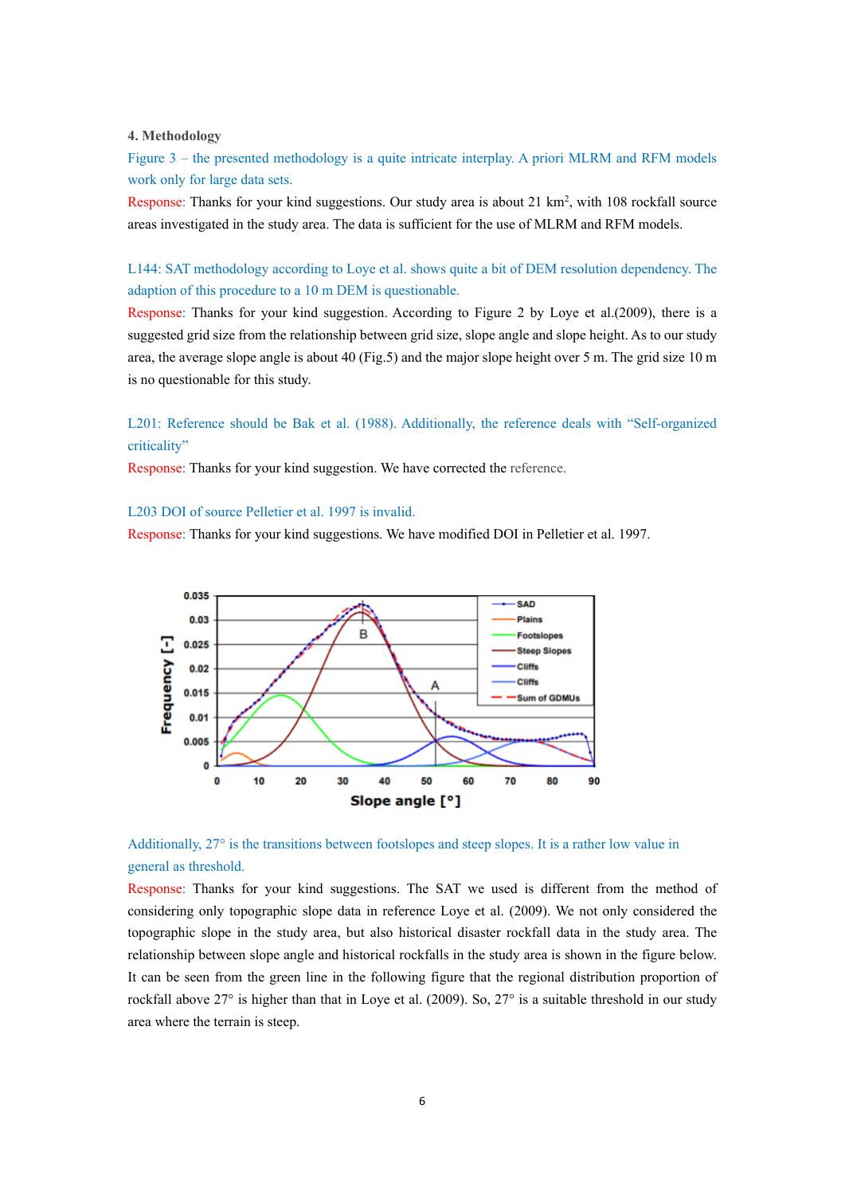**4. Methodology**

Figure 3 – the presented methodology is a quite intricate interplay. A priori MLRM and RFM models work only for large data sets.

Response: Thanks for your kind suggestions. Our study area is about 21 km$^2$, with 108 rockfall source areas investigated in the study area. The data is sufficient for the use of MLRM and RFM models.

L144: SAT methodology according to Loye et al. shows quite a bit of DEM resolution dependency. The adaption of this procedure to a 10 m DEM is questionable.

Response: Thanks for your kind suggestion. According to Figure 2 by Loye et al.(2009), there is a suggested grid size from the relationship between grid size, slope angle and slope height. As to our study area, the average slope angle is about 40 (Fig.5) and the major slope height over 5 m. The grid size 10 m is no questionable for this study.

L201: Reference should be Bak et al. (1988). Additionally, the reference deals with "Self-organized criticality"

Response: Thanks for your kind suggestion. We have corrected the reference.

L203 DOI of source Pelletier et al. 1997 is invalid.

Response: Thanks for your kind suggestions. We have modified DOI in Pelletier et al. 1997.

Additionally, 27° is the transitions between footslopes and steep slopes. It is a rather low value in general as threshold.

Response: Thanks for your kind suggestions. The SAT we used is different from the method of considering only topographic slope data in reference Loye et al. (2009). We not only considered the topographic slope in the study area, but also historical disaster rockfall data in the study area. The relationship between slope angle and historical rockfalls in the study area is shown in the figure below. It can be seen from the green line in the following figure that the regional distribution proportion of rockfall above 27° is higher than that in Loye et al. (2009). So, 27° is a suitable threshold in our study area where the terrain is steep.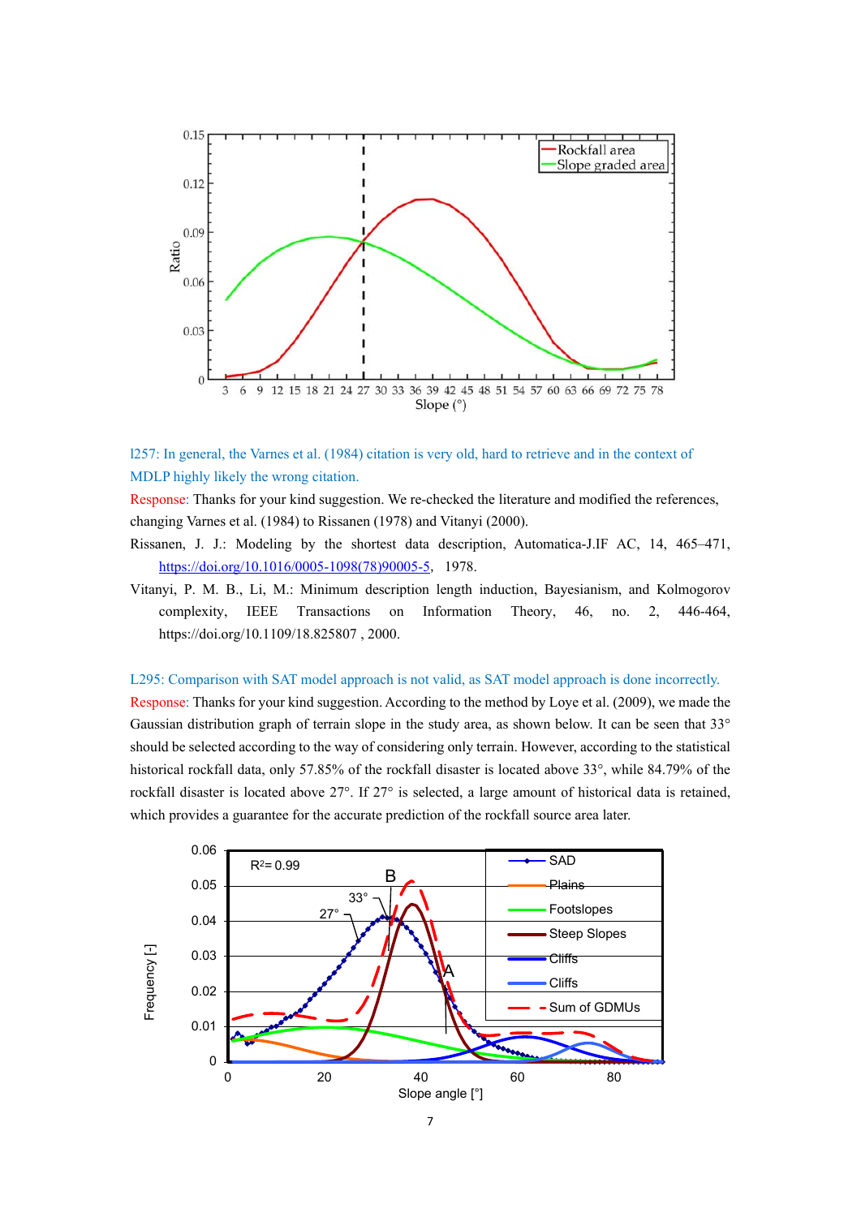l257: In general, the Varnes et al. (1984) citation is very old, hard to retrieve and in the context of MDLP highly likely the wrong citation.

Response: Thanks for your kind suggestion. We re-checked the literature and modified the references, changing Varnes et al. (1984) to Rissanen (1978) and Vitanyi (2000).

Rissanen, J. J.: Modeling by the shortest data description, Automatica-J.IF AC, 14, 465–471, [https://doi.org/10.1016/0005-1098(78)90005-5](https://doi.org/10.1016/0005-1098(78)90005-5), 1978.

Vitanyi, P. M. B., Li, M.: Minimum description length induction, Bayesianism, and Kolmogorov complexity, IEEE Transactions on Information Theory, 46, no. 2, 446-464, https://doi.org/10.1109/18.825807 , 2000.

L295: Comparison with SAT model approach is not valid, as SAT model approach is done incorrectly.

Response: Thanks for your kind suggestion. According to the method by Loye et al. (2009), we made the Gaussian distribution graph of terrain slope in the study area, as shown below. It can be seen that 33° should be selected according to the way of considering only terrain. However, according to the statistical historical rockfall data, only 57.85% of the rockfall disaster is located above 33°, while 84.79% of the rockfall disaster is located above 27°. If 27° is selected, a large amount of historical data is retained, which provides a guarantee for the accurate prediction of the rockfall source area later.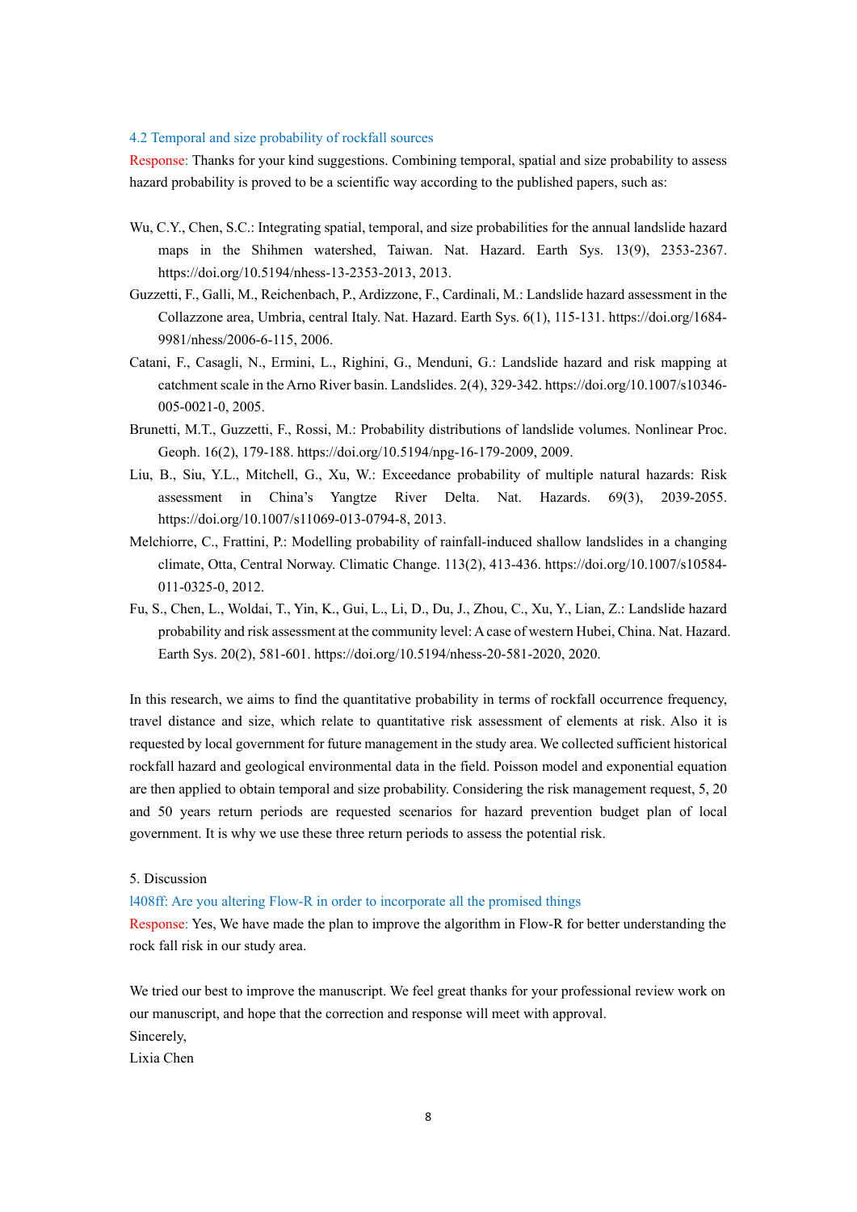4.2 Temporal and size probability of rockfall sources

Response: Thanks for your kind suggestions. Combining temporal, spatial and size probability to assess hazard probability is proved to be a scientific way according to the published papers, such as:

Wu, C.Y., Chen, S.C.: Integrating spatial, temporal, and size probabilities for the annual landslide hazard maps in the Shihmen watershed, Taiwan. Nat. Hazard. Earth Sys. 13(9), 2353-2367. https://doi.org/10.5194/nhess-13-2353-2013, 2013.

Guzzetti, F., Galli, M., Reichenbach, P., Ardizzone, F., Cardinali, M.: Landslide hazard assessment in the Collazzone area, Umbria, central Italy. Nat. Hazard. Earth Sys. 6(1), 115-131. https://doi.org/1684-9981/nhess/2006-6-115, 2006.

Catani, F., Casagli, N., Ermini, L., Righini, G., Menduni, G.: Landslide hazard and risk mapping at catchment scale in the Arno River basin. Landslides. 2(4), 329-342. https://doi.org/10.1007/s10346-005-0021-0, 2005.

Brunetti, M.T., Guzzetti, F., Rossi, M.: Probability distributions of landslide volumes. Nonlinear Proc. Geoph. 16(2), 179-188. https://doi.org/10.5194/npg-16-179-2009, 2009.

Liu, B., Siu, Y.L., Mitchell, G., Xu, W.: Exceedance probability of multiple natural hazards: Risk assessment in China's Yangtze River Delta. Nat. Hazards. 69(3), 2039-2055. https://doi.org/10.1007/s11069-013-0794-8, 2013.

Melchiorre, C., Frattini, P.: Modelling probability of rainfall-induced shallow landslides in a changing climate, Otta, Central Norway. Climatic Change. 113(2), 413-436. https://doi.org/10.1007/s10584-011-0325-0, 2012.

Fu, S., Chen, L., Woldai, T., Yin, K., Gui, L., Li, D., Du, J., Zhou, C., Xu, Y., Lian, Z.: Landslide hazard probability and risk assessment at the community level: A case of western Hubei, China. Nat. Hazard. Earth Sys. 20(2), 581-601. https://doi.org/10.5194/nhess-20-581-2020, 2020.

In this research, we aims to find the quantitative probability in terms of rockfall occurrence frequency, travel distance and size, which relate to quantitative risk assessment of elements at risk. Also it is requested by local government for future management in the study area. We collected sufficient historical rockfall hazard and geological environmental data in the field. Poisson model and exponential equation are then applied to obtain temporal and size probability. Considering the risk management request, 5, 20 and 50 years return periods are requested scenarios for hazard prevention budget plan of local government. It is why we use these three return periods to assess the potential risk.

5. Discussion

l408ff: Are you altering Flow-R in order to incorporate all the promised things

Response: Yes, We have made the plan to improve the algorithm in Flow-R for better understanding the rock fall risk in our study area.

We tried our best to improve the manuscript. We feel great thanks for your professional review work on our manuscript, and hope that the correction and response will meet with approval.

Sincerely,

Lixia Chen